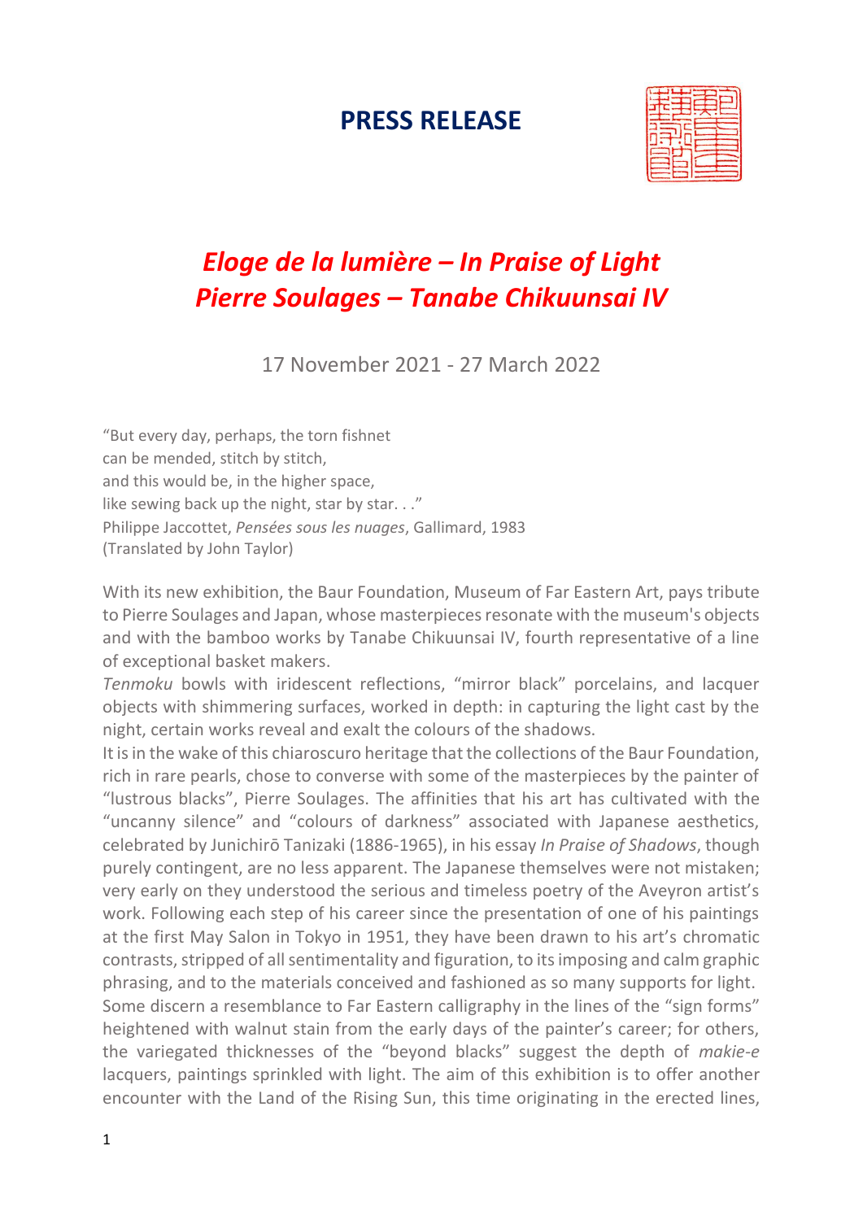# PRESS RELEASE

## *Eloge de la lumière – In Praise of Light*
## *Pierre Soulages – Tanabe Chikuunsai IV*

17 November 2021 - 27 March 2022

"But every day, perhaps, the torn fishnet
can be mended, stitch by stitch,
and this would be, in the higher space,
like sewing back up the night, star by star. . ."
Philippe Jaccottet, *Pensées sous les nuages*, Gallimard, 1983
(Translated by John Taylor)

With its new exhibition, the Baur Foundation, Museum of Far Eastern Art, pays tribute to Pierre Soulages and Japan, whose masterpieces resonate with the museum's objects and with the bamboo works by Tanabe Chikuunsai IV, fourth representative of a line of exceptional basket makers.

*Tenmoku* bowls with iridescent reflections, "mirror black" porcelains, and lacquer objects with shimmering surfaces, worked in depth: in capturing the light cast by the night, certain works reveal and exalt the colours of the shadows.

It is in the wake of this chiaroscuro heritage that the collections of the Baur Foundation, rich in rare pearls, chose to converse with some of the masterpieces by the painter of "lustrous blacks", Pierre Soulages. The affinities that his art has cultivated with the "uncanny silence" and "colours of darkness" associated with Japanese aesthetics, celebrated by Junichirō Tanizaki (1886-1965), in his essay *In Praise of Shadows*, though purely contingent, are no less apparent. The Japanese themselves were not mistaken; very early on they understood the serious and timeless poetry of the Aveyron artist's work. Following each step of his career since the presentation of one of his paintings at the first May Salon in Tokyo in 1951, they have been drawn to his art's chromatic contrasts, stripped of all sentimentality and figuration, to its imposing and calm graphic phrasing, and to the materials conceived and fashioned as so many supports for light. Some discern a resemblance to Far Eastern calligraphy in the lines of the "sign forms" heightened with walnut stain from the early days of the painter's career; for others, the variegated thicknesses of the "beyond blacks" suggest the depth of *makie-e* lacquers, paintings sprinkled with light. The aim of this exhibition is to offer another encounter with the Land of the Rising Sun, this time originating in the erected lines,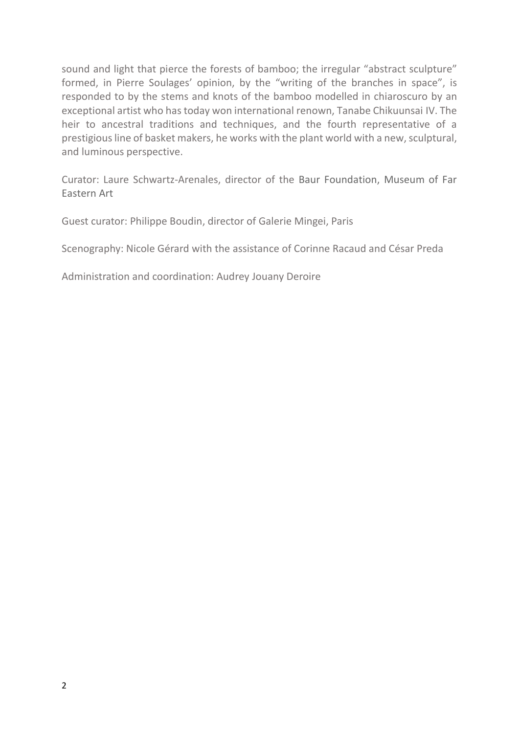sound and light that pierce the forests of bamboo; the irregular "abstract sculpture" formed, in Pierre Soulages' opinion, by the "writing of the branches in space", is responded to by the stems and knots of the bamboo modelled in chiaroscuro by an exceptional artist who has today won international renown, Tanabe Chikuunsai IV. The heir to ancestral traditions and techniques, and the fourth representative of a prestigious line of basket makers, he works with the plant world with a new, sculptural, and luminous perspective.

Curator: Laure Schwartz-Arenales, director of the Baur Foundation, Museum of Far Eastern Art

Guest curator: Philippe Boudin, director of Galerie Mingei, Paris

Scenography: Nicole Gérard with the assistance of Corinne Racaud and César Preda

Administration and coordination: Audrey Jouany Deroire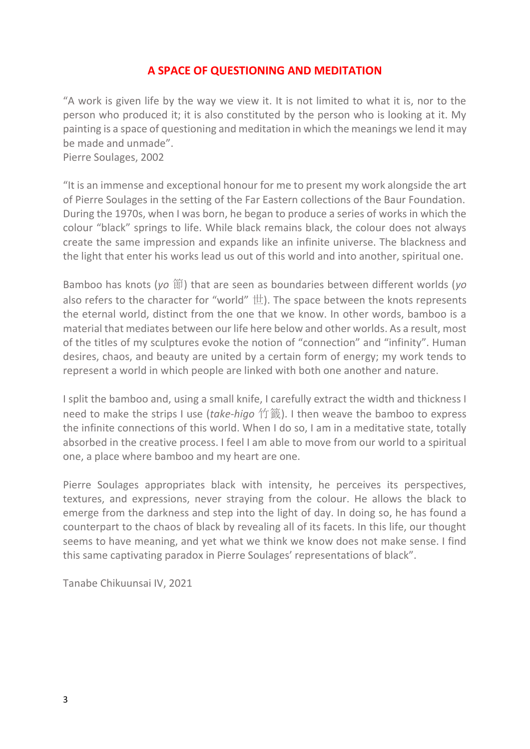## A SPACE OF QUESTIONING AND MEDITATION

“A work is given life by the way we view it. It is not limited to what it is, nor to the person who produced it; it is also constituted by the person who is looking at it. My painting is a space of questioning and meditation in which the meanings we lend it may be made and unmade”.
Pierre Soulages, 2002

“It is an immense and exceptional honour for me to present my work alongside the art of Pierre Soulages in the setting of the Far Eastern collections of the Baur Foundation. During the 1970s, when I was born, he began to produce a series of works in which the colour “black” springs to life. While black remains black, the colour does not always create the same impression and expands like an infinite universe. The blackness and the light that enter his works lead us out of this world and into another, spiritual one.

Bamboo has knots (*yo* 節) that are seen as boundaries between different worlds (*yo* also refers to the character for “world” 世). The space between the knots represents the eternal world, distinct from the one that we know. In other words, bamboo is a material that mediates between our life here below and other worlds. As a result, most of the titles of my sculptures evoke the notion of “connection” and “infinity”. Human desires, chaos, and beauty are united by a certain form of energy; my work tends to represent a world in which people are linked with both one another and nature.

I split the bamboo and, using a small knife, I carefully extract the width and thickness I need to make the strips I use (*take-higo* 竹籤). I then weave the bamboo to express the infinite connections of this world. When I do so, I am in a meditative state, totally absorbed in the creative process. I feel I am able to move from our world to a spiritual one, a place where bamboo and my heart are one.

Pierre Soulages appropriates black with intensity, he perceives its perspectives, textures, and expressions, never straying from the colour. He allows the black to emerge from the darkness and step into the light of day. In doing so, he has found a counterpart to the chaos of black by revealing all of its facets. In this life, our thought seems to have meaning, and yet what we think we know does not make sense. I find this same captivating paradox in Pierre Soulages’ representations of black”.

Tanabe Chikuunsai IV, 2021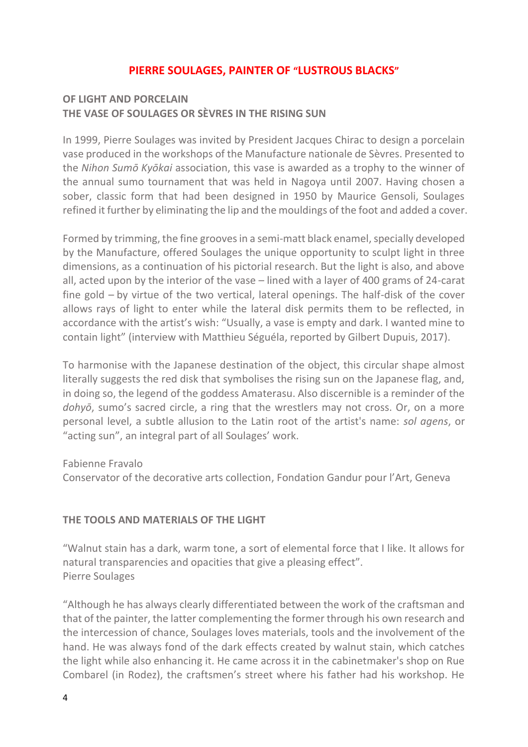## PIERRE SOULAGES, PAINTER OF "LUSTROUS BLACKS"

### OF LIGHT AND PORCELAIN
### THE VASE OF SOULAGES OR SÈVRES IN THE RISING SUN

In 1999, Pierre Soulages was invited by President Jacques Chirac to design a porcelain vase produced in the workshops of the Manufacture nationale de Sèvres. Presented to the *Nihon Sumō Kyōkai* association, this vase is awarded as a trophy to the winner of the annual sumo tournament that was held in Nagoya until 2007. Having chosen a sober, classic form that had been designed in 1950 by Maurice Gensoli, Soulages refined it further by eliminating the lip and the mouldings of the foot and added a cover.

Formed by trimming, the fine grooves in a semi-matt black enamel, specially developed by the Manufacture, offered Soulages the unique opportunity to sculpt light in three dimensions, as a continuation of his pictorial research. But the light is also, and above all, acted upon by the interior of the vase – lined with a layer of 400 grams of 24-carat fine gold – by virtue of the two vertical, lateral openings. The half-disk of the cover allows rays of light to enter while the lateral disk permits them to be reflected, in accordance with the artist's wish: "Usually, a vase is empty and dark. I wanted mine to contain light" (interview with Matthieu Séguéla, reported by Gilbert Dupuis, 2017).

To harmonise with the Japanese destination of the object, this circular shape almost literally suggests the red disk that symbolises the rising sun on the Japanese flag, and, in doing so, the legend of the goddess Amaterasu. Also discernible is a reminder of the *dohyō*, sumo's sacred circle, a ring that the wrestlers may not cross. Or, on a more personal level, a subtle allusion to the Latin root of the artist's name: *sol agens*, or "acting sun", an integral part of all Soulages' work.

Fabienne Fravalo
Conservator of the decorative arts collection, Fondation Gandur pour l'Art, Geneva

### THE TOOLS AND MATERIALS OF THE LIGHT

"Walnut stain has a dark, warm tone, a sort of elemental force that I like. It allows for natural transparencies and opacities that give a pleasing effect".
Pierre Soulages

"Although he has always clearly differentiated between the work of the craftsman and that of the painter, the latter complementing the former through his own research and the intercession of chance, Soulages loves materials, tools and the involvement of the hand. He was always fond of the dark effects created by walnut stain, which catches the light while also enhancing it. He came across it in the cabinetmaker's shop on Rue Combarel (in Rodez), the craftsmen's street where his father had his workshop. He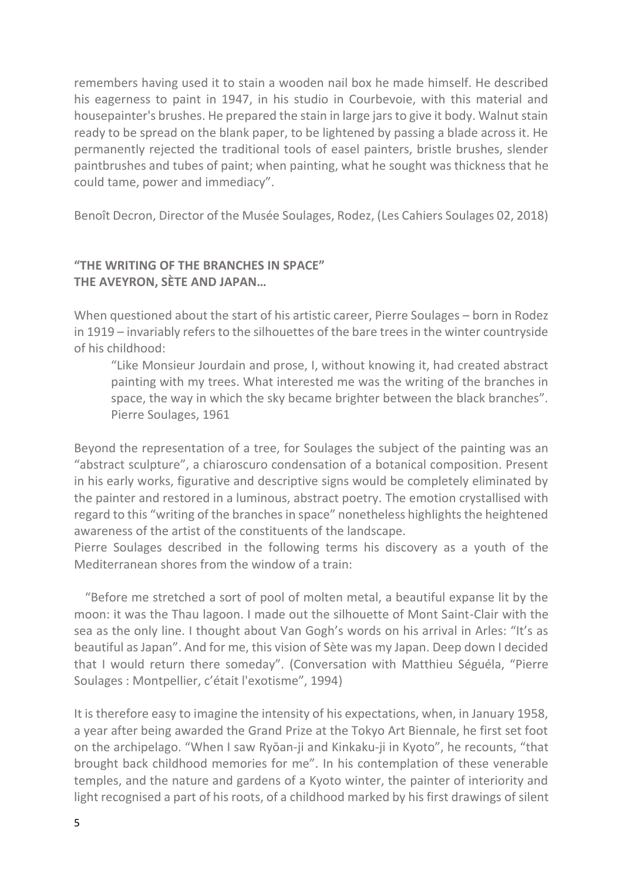remembers having used it to stain a wooden nail box he made himself. He described his eagerness to paint in 1947, in his studio in Courbevoie, with this material and housepainter's brushes. He prepared the stain in large jars to give it body. Walnut stain ready to be spread on the blank paper, to be lightened by passing a blade across it. He permanently rejected the traditional tools of easel painters, bristle brushes, slender paintbrushes and tubes of paint; when painting, what he sought was thickness that he could tame, power and immediacy".

Benoît Decron, Director of the Musée Soulages, Rodez, (Les Cahiers Soulages 02, 2018)

## "THE WRITING OF THE BRANCHES IN SPACE"
## THE AVEYRON, SÈTE AND JAPAN…

When questioned about the start of his artistic career, Pierre Soulages – born in Rodez in 1919 – invariably refers to the silhouettes of the bare trees in the winter countryside of his childhood:

> "Like Monsieur Jourdain and prose, I, without knowing it, had created abstract painting with my trees. What interested me was the writing of the branches in space, the way in which the sky became brighter between the black branches".
> Pierre Soulages, 1961

Beyond the representation of a tree, for Soulages the subject of the painting was an "abstract sculpture", a chiaroscuro condensation of a botanical composition. Present in his early works, figurative and descriptive signs would be completely eliminated by the painter and restored in a luminous, abstract poetry. The emotion crystallised with regard to this "writing of the branches in space" nonetheless highlights the heightened awareness of the artist of the constituents of the landscape.

Pierre Soulages described in the following terms his discovery as a youth of the Mediterranean shores from the window of a train:

"Before me stretched a sort of pool of molten metal, a beautiful expanse lit by the moon: it was the Thau lagoon. I made out the silhouette of Mont Saint-Clair with the sea as the only line. I thought about Van Gogh's words on his arrival in Arles: "It's as beautiful as Japan". And for me, this vision of Sète was my Japan. Deep down I decided that I would return there someday". (Conversation with Matthieu Séguéla, "Pierre Soulages : Montpellier, c'était l'exotisme", 1994)

It is therefore easy to imagine the intensity of his expectations, when, in January 1958, a year after being awarded the Grand Prize at the Tokyo Art Biennale, he first set foot on the archipelago. "When I saw Ryōan-ji and Kinkaku-ji in Kyoto", he recounts, "that brought back childhood memories for me". In his contemplation of these venerable temples, and the nature and gardens of a Kyoto winter, the painter of interiority and light recognised a part of his roots, of a childhood marked by his first drawings of silent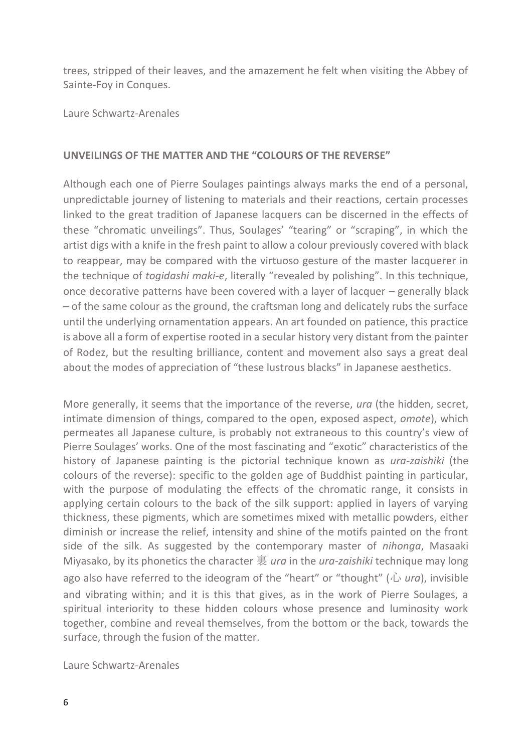trees, stripped of their leaves, and the amazement he felt when visiting the Abbey of Sainte-Foy in Conques.

Laure Schwartz-Arenales

## UNVEILINGS OF THE MATTER AND THE "COLOURS OF THE REVERSE"

Although each one of Pierre Soulages paintings always marks the end of a personal, unpredictable journey of listening to materials and their reactions, certain processes linked to the great tradition of Japanese lacquers can be discerned in the effects of these "chromatic unveilings". Thus, Soulages' "tearing" or "scraping", in which the artist digs with a knife in the fresh paint to allow a colour previously covered with black to reappear, may be compared with the virtuoso gesture of the master lacquerer in the technique of *togidashi maki-e*, literally "revealed by polishing". In this technique, once decorative patterns have been covered with a layer of lacquer – generally black – of the same colour as the ground, the craftsman long and delicately rubs the surface until the underlying ornamentation appears. An art founded on patience, this practice is above all a form of expertise rooted in a secular history very distant from the painter of Rodez, but the resulting brilliance, content and movement also says a great deal about the modes of appreciation of "these lustrous blacks" in Japanese aesthetics.

More generally, it seems that the importance of the reverse, *ura* (the hidden, secret, intimate dimension of things, compared to the open, exposed aspect, *omote*), which permeates all Japanese culture, is probably not extraneous to this country's view of Pierre Soulages' works. One of the most fascinating and "exotic" characteristics of the history of Japanese painting is the pictorial technique known as *ura-zaishiki* (the colours of the reverse): specific to the golden age of Buddhist painting in particular, with the purpose of modulating the effects of the chromatic range, it consists in applying certain colours to the back of the silk support: applied in layers of varying thickness, these pigments, which are sometimes mixed with metallic powders, either diminish or increase the relief, intensity and shine of the motifs painted on the front side of the silk. As suggested by the contemporary master of *nihonga*, Masaaki Miyasako, by its phonetics the character 裏 *ura* in the *ura-zaishiki* technique may long ago also have referred to the ideogram of the "heart" or "thought" (心 *ura*), invisible and vibrating within; and it is this that gives, as in the work of Pierre Soulages, a spiritual interiority to these hidden colours whose presence and luminosity work together, combine and reveal themselves, from the bottom or the back, towards the surface, through the fusion of the matter.

Laure Schwartz-Arenales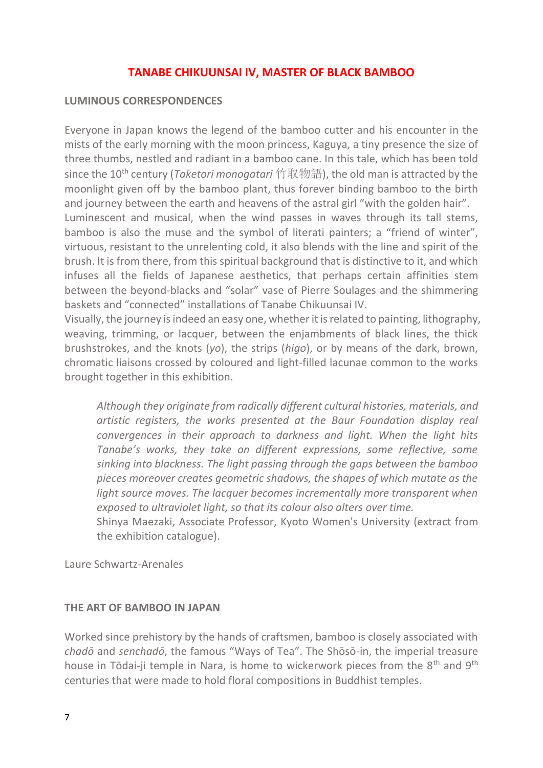# TANABE CHIKUUNSAI IV, MASTER OF BLACK BAMBOO

## LUMINOUS CORRESPONDENCES

Everyone in Japan knows the legend of the bamboo cutter and his encounter in the mists of the early morning with the moon princess, Kaguya, a tiny presence the size of three thumbs, nestled and radiant in a bamboo cane. In this tale, which has been told since the 10th century (*Taketori monogatari* 竹取物語), the old man is attracted by the moonlight given off by the bamboo plant, thus forever binding bamboo to the birth and journey between the earth and heavens of the astral girl "with the golden hair".
Luminescent and musical, when the wind passes in waves through its tall stems, bamboo is also the muse and the symbol of literati painters; a "friend of winter", virtuous, resistant to the unrelenting cold, it also blends with the line and spirit of the brush. It is from there, from this spiritual background that is distinctive to it, and which infuses all the fields of Japanese aesthetics, that perhaps certain affinities stem between the beyond-blacks and "solar" vase of Pierre Soulages and the shimmering baskets and "connected" installations of Tanabe Chikuunsai IV.
Visually, the journey is indeed an easy one, whether it is related to painting, lithography, weaving, trimming, or lacquer, between the enjambments of black lines, the thick brushstrokes, and the knots (*yo*), the strips (*higo*), or by means of the dark, brown, chromatic liaisons crossed by coloured and light-filled lacunae common to the works brought together in this exhibition.

> *Although they originate from radically different cultural histories, materials, and artistic registers, the works presented at the Baur Foundation display real convergences in their approach to darkness and light. When the light hits Tanabe's works, they take on different expressions, some reflective, some sinking into blackness. The light passing through the gaps between the bamboo pieces moreover creates geometric shadows, the shapes of which mutate as the light source moves. The lacquer becomes incrementally more transparent when exposed to ultraviolet light, so that its colour also alters over time.*
> Shinya Maezaki, Associate Professor, Kyoto Women's University (extract from the exhibition catalogue).

Laure Schwartz-Arenales

## THE ART OF BAMBOO IN JAPAN

Worked since prehistory by the hands of craftsmen, bamboo is closely associated with *chadō* and *senchadō*, the famous "Ways of Tea". The Shōsō-in, the imperial treasure house in Tōdai-ji temple in Nara, is home to wickerwork pieces from the 8th and 9th centuries that were made to hold floral compositions in Buddhist temples.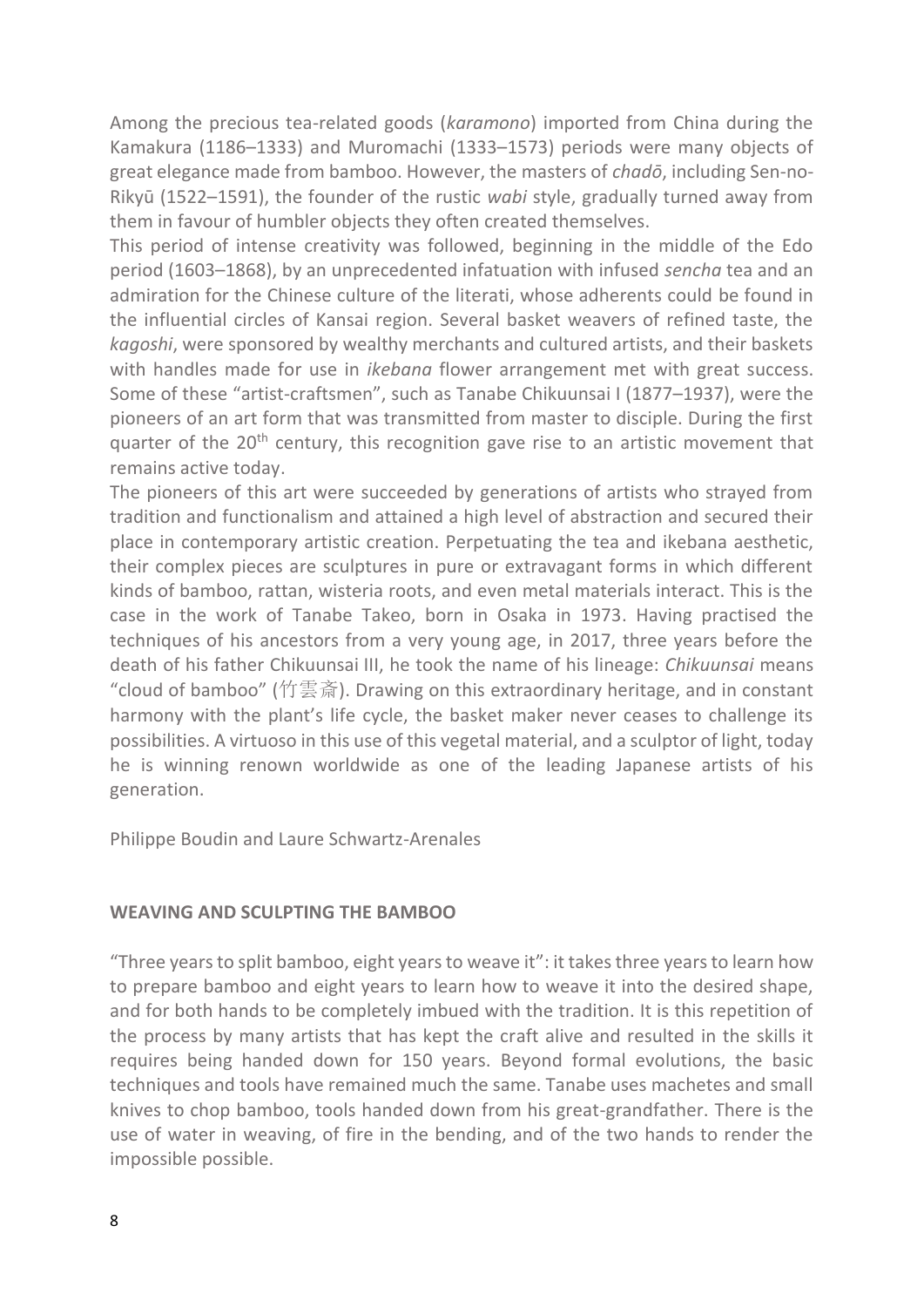Among the precious tea-related goods (*karamono*) imported from China during the Kamakura (1186–1333) and Muromachi (1333–1573) periods were many objects of great elegance made from bamboo. However, the masters of *chadō*, including Sen-no-Rikyū (1522–1591), the founder of the rustic *wabi* style, gradually turned away from them in favour of humbler objects they often created themselves.

This period of intense creativity was followed, beginning in the middle of the Edo period (1603–1868), by an unprecedented infatuation with infused *sencha* tea and an admiration for the Chinese culture of the literati, whose adherents could be found in the influential circles of Kansai region. Several basket weavers of refined taste, the *kagoshi*, were sponsored by wealthy merchants and cultured artists, and their baskets with handles made for use in *ikebana* flower arrangement met with great success. Some of these "artist-craftsmen", such as Tanabe Chikuunsai I (1877–1937), were the pioneers of an art form that was transmitted from master to disciple. During the first quarter of the 20th century, this recognition gave rise to an artistic movement that remains active today.

The pioneers of this art were succeeded by generations of artists who strayed from tradition and functionalism and attained a high level of abstraction and secured their place in contemporary artistic creation. Perpetuating the tea and ikebana aesthetic, their complex pieces are sculptures in pure or extravagant forms in which different kinds of bamboo, rattan, wisteria roots, and even metal materials interact. This is the case in the work of Tanabe Takeo, born in Osaka in 1973. Having practised the techniques of his ancestors from a very young age, in 2017, three years before the death of his father Chikuunsai III, he took the name of his lineage: *Chikuunsai* means "cloud of bamboo" (竹雲斎). Drawing on this extraordinary heritage, and in constant harmony with the plant's life cycle, the basket maker never ceases to challenge its possibilities. A virtuoso in this use of this vegetal material, and a sculptor of light, today he is winning renown worldwide as one of the leading Japanese artists of his generation.

Philippe Boudin and Laure Schwartz-Arenales

**WEAVING AND SCULPTING THE BAMBOO**

"Three years to split bamboo, eight years to weave it": it takes three years to learn how to prepare bamboo and eight years to learn how to weave it into the desired shape, and for both hands to be completely imbued with the tradition. It is this repetition of the process by many artists that has kept the craft alive and resulted in the skills it requires being handed down for 150 years. Beyond formal evolutions, the basic techniques and tools have remained much the same. Tanabe uses machetes and small knives to chop bamboo, tools handed down from his great-grandfather. There is the use of water in weaving, of fire in the bending, and of the two hands to render the impossible possible.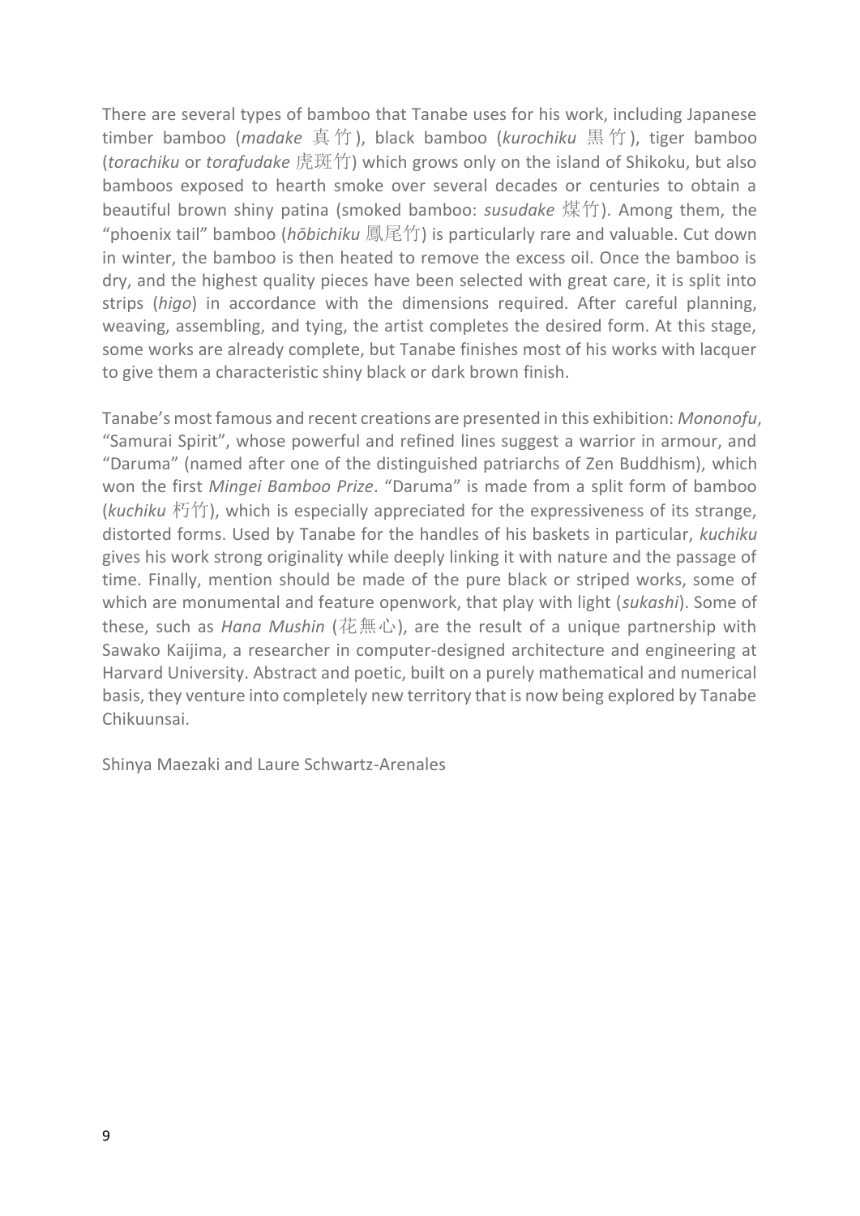There are several types of bamboo that Tanabe uses for his work, including Japanese timber bamboo (*madake* 真竹), black bamboo (*kurochiku* 黒竹), tiger bamboo (*torachiku* or *torafudake* 虎斑竹) which grows only on the island of Shikoku, but also bamboos exposed to hearth smoke over several decades or centuries to obtain a beautiful brown shiny patina (smoked bamboo: *susudake* 煤竹). Among them, the "phoenix tail" bamboo (*hōbichiku* 鳳尾竹) is particularly rare and valuable. Cut down in winter, the bamboo is then heated to remove the excess oil. Once the bamboo is dry, and the highest quality pieces have been selected with great care, it is split into strips (*higo*) in accordance with the dimensions required. After careful planning, weaving, assembling, and tying, the artist completes the desired form. At this stage, some works are already complete, but Tanabe finishes most of his works with lacquer to give them a characteristic shiny black or dark brown finish.

Tanabe's most famous and recent creations are presented in this exhibition: *Mononofu*, "Samurai Spirit", whose powerful and refined lines suggest a warrior in armour, and "Daruma" (named after one of the distinguished patriarchs of Zen Buddhism), which won the first *Mingei Bamboo Prize*. "Daruma" is made from a split form of bamboo (*kuchiku* 朽竹), which is especially appreciated for the expressiveness of its strange, distorted forms. Used by Tanabe for the handles of his baskets in particular, *kuchiku* gives his work strong originality while deeply linking it with nature and the passage of time. Finally, mention should be made of the pure black or striped works, some of which are monumental and feature openwork, that play with light (*sukashi*). Some of these, such as *Hana Mushin* (花無心), are the result of a unique partnership with Sawako Kaijima, a researcher in computer-designed architecture and engineering at Harvard University. Abstract and poetic, built on a purely mathematical and numerical basis, they venture into completely new territory that is now being explored by Tanabe Chikuunsai.

Shinya Maezaki and Laure Schwartz-Arenales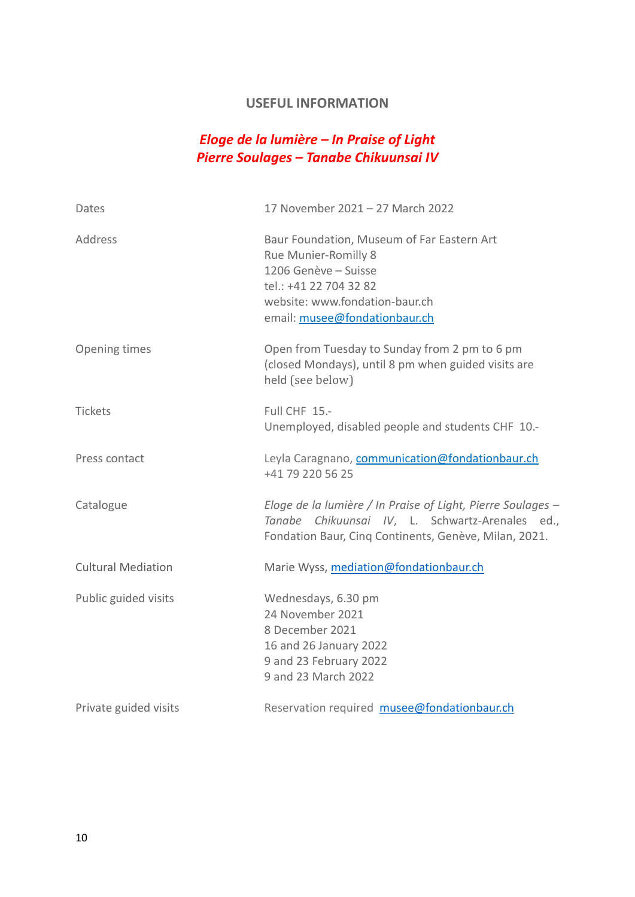## USEFUL INFORMATION

### *Eloge de la lumière – In Praise of Light*
### *Pierre Soulages – Tanabe Chikuunsai IV*

| | |
|---|---|
| Dates | 17 November 2021 – 27 March 2022 |
| Address | Baur Foundation, Museum of Far Eastern Art<br>Rue Munier-Romilly 8<br>1206 Genève – Suisse<br>tel.: +41 22 704 32 82<br>website: www.fondation-baur.ch<br>email: musee@fondationbaur.ch |
| Opening times | Open from Tuesday to Sunday from 2 pm to 6 pm (closed Mondays), until 8 pm when guided visits are held (see below) |
| Tickets | Full CHF 15.-<br>Unemployed, disabled people and students CHF 10.- |
| Press contact | Leyla Caragnano, communication@fondationbaur.ch<br>+41 79 220 56 25 |
| Catalogue | *Eloge de la lumière / In Praise of Light, Pierre Soulages – Tanabe Chikuunsai IV*, L. Schwartz-Arenales ed., Fondation Baur, Cinq Continents, Genève, Milan, 2021. |
| Cultural Mediation | Marie Wyss, mediation@fondationbaur.ch |
| Public guided visits | Wednesdays, 6.30 pm<br>24 November 2021<br>8 December 2021<br>16 and 26 January 2022<br>9 and 23 February 2022<br>9 and 23 March 2022 |
| Private guided visits | Reservation required musee@fondationbaur.ch |